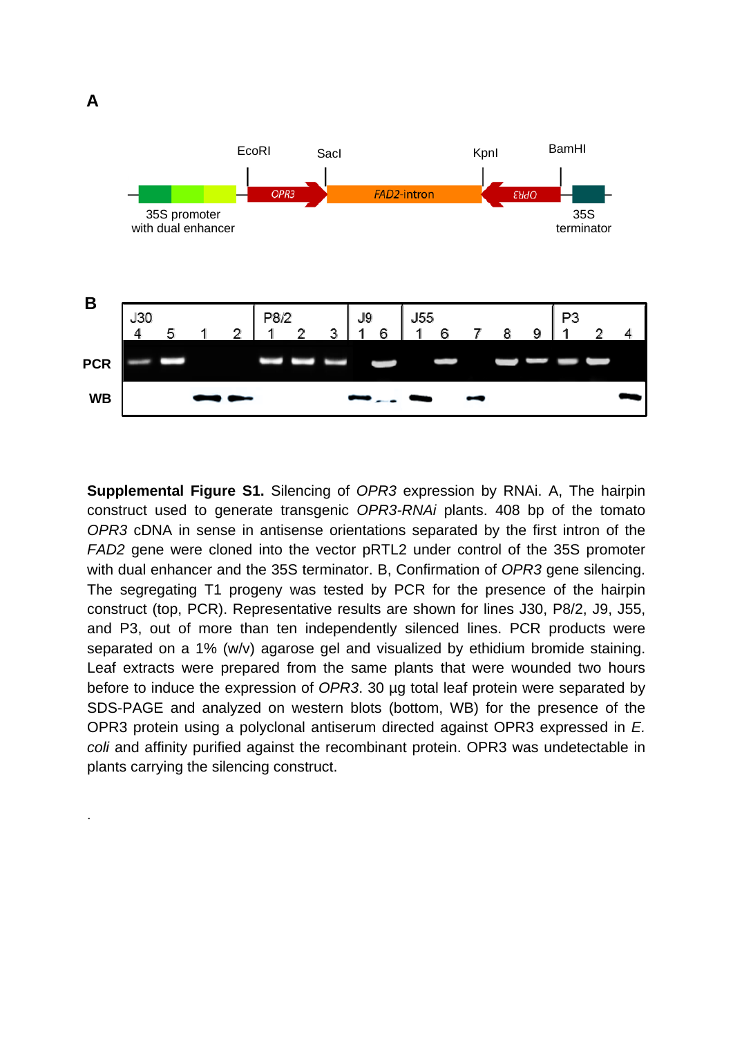**Supplemental Figure S1.** Silencing of *OPR3* expression by RNAi. A, The hairpin construct used to generate transgenic *OPR3-RNAi* plants. 408 bp of the tomato *OPR3* cDNA in sense in antisense orientations separated by the first intron of the *FAD2* gene were cloned into the vector pRTL2 under control of the 35S promoter with dual enhancer and the 35S terminator. B, Confirmation of *OPR3* gene silencing. The segregating T1 progeny was tested by PCR for the presence of the hairpin construct (top, PCR). Representative results are shown for lines J30, P8/2, J9, J55, and P3, out of more than ten independently silenced lines. PCR products were separated on a 1% (w/v) agarose gel and visualized by ethidium bromide staining. Leaf extracts were prepared from the same plants that were wounded two hours before to induce the expression of *OPR3*. 30 µg total leaf protein were separated by SDS-PAGE and analyzed on western blots (bottom, WB) for the presence of the OPR3 protein using a polyclonal antiserum directed against OPR3 expressed in *E. coli* and affinity purified against the recombinant protein. OPR3 was undetectable in plants carrying the silencing construct.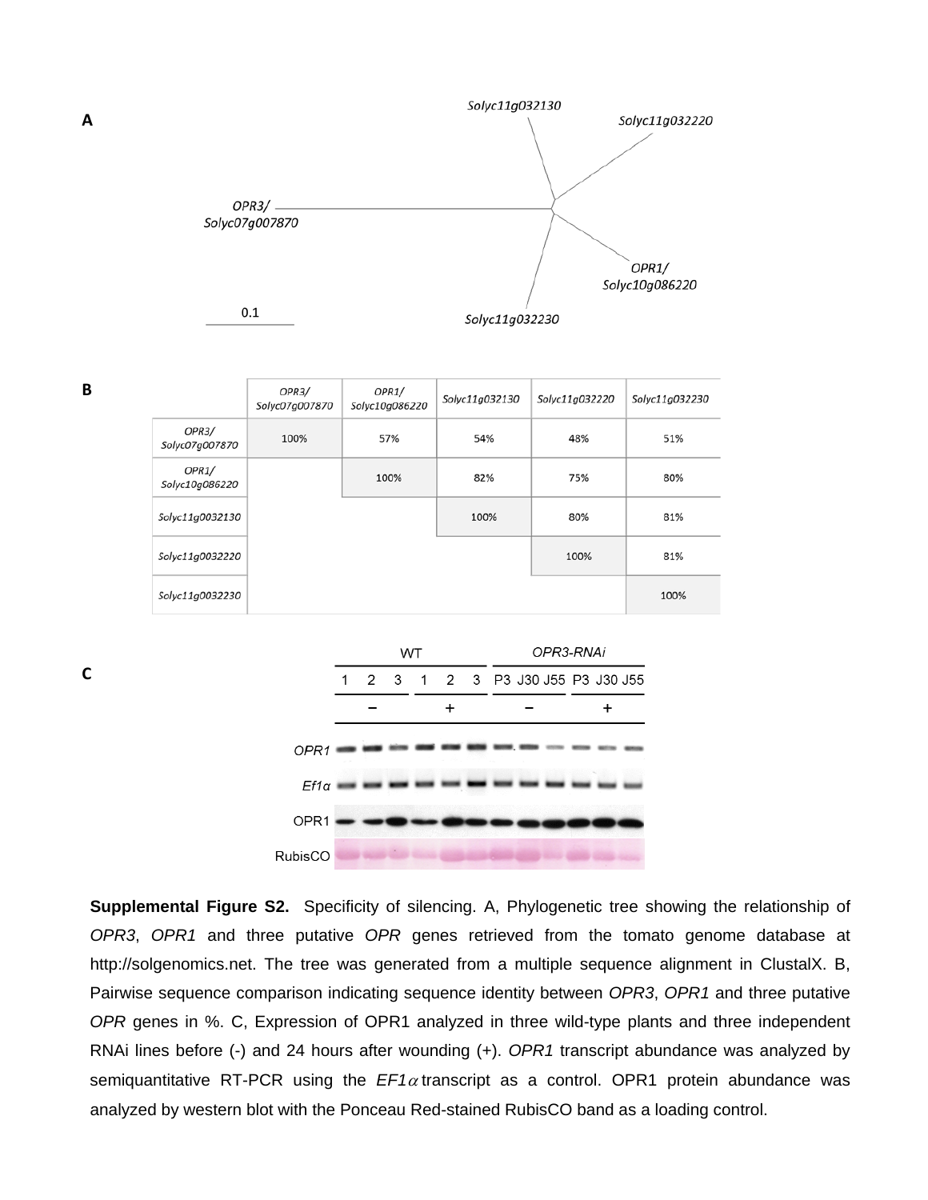**A**

OPR3/
Solyc07g007870

Solyc11g032130

Solyc11g032220

OPR1/
Solyc10g086220

Solyc11g032230

0.1

**B**

| | OPR3/ Solyc07g007870 | OPR1/ Solyc10g086220 | Solyc11g032130 | Solyc11g032220 | Solyc11g032230 |
|---|---|---|---|---|---|
| OPR3/ Solyc07g007870 | 100% | 57% | 54% | 48% | 51% |
| OPR1/ Solyc10g086220 | | 100% | 82% | 75% | 80% |
| Solyc11g0032130 | | | 100% | 80% | 81% |
| Solyc11g0032220 | | | | 100% | 81% |
| Solyc11g0032230 | | | | | 100% |

**C**

WT | OPR3-RNAi

1 2 3 1 2 3 P3 J30 J55 P3 J30 J55

− + − +

OPR1

Ef1α

OPR1

RubisCO

**Supplemental Figure S2.** Specificity of silencing. A, Phylogenetic tree showing the relationship of *OPR3*, *OPR1* and three putative *OPR* genes retrieved from the tomato genome database at http://solgenomics.net. The tree was generated from a multiple sequence alignment in ClustalX. B, Pairwise sequence comparison indicating sequence identity between *OPR3*, *OPR1* and three putative *OPR* genes in %. C, Expression of OPR1 analyzed in three wild-type plants and three independent RNAi lines before (-) and 24 hours after wounding (+). *OPR1* transcript abundance was analyzed by semiquantitative RT-PCR using the *EF1$\alpha$* transcript as a control. OPR1 protein abundance was analyzed by western blot with the Ponceau Red-stained RubisCO band as a loading control.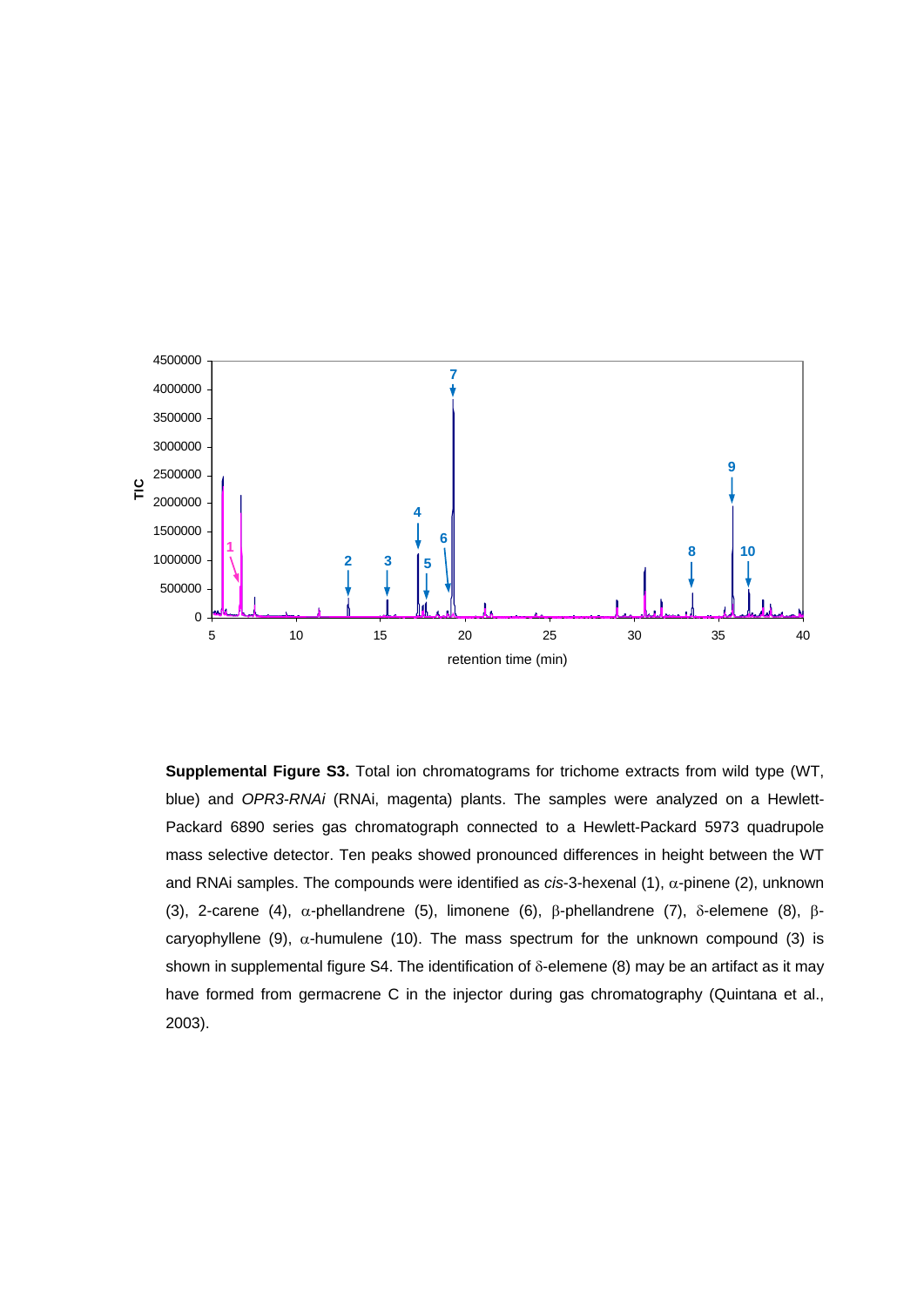**Supplemental Figure S3.** Total ion chromatograms for trichome extracts from wild type (WT, blue) and *OPR3-RNAi* (RNAi, magenta) plants. The samples were analyzed on a Hewlett-Packard 6890 series gas chromatograph connected to a Hewlett-Packard 5973 quadrupole mass selective detector. Ten peaks showed pronounced differences in height between the WT and RNAi samples. The compounds were identified as *cis*-3-hexenal (1), α-pinene (2), unknown (3), 2-carene (4), α-phellandrene (5), limonene (6), β-phellandrene (7), δ-elemene (8), β-caryophyllene (9), α-humulene (10). The mass spectrum for the unknown compound (3) is shown in supplemental figure S4. The identification of δ-elemene (8) may be an artifact as it may have formed from germacrene C in the injector during gas chromatography (Quintana et al., 2003).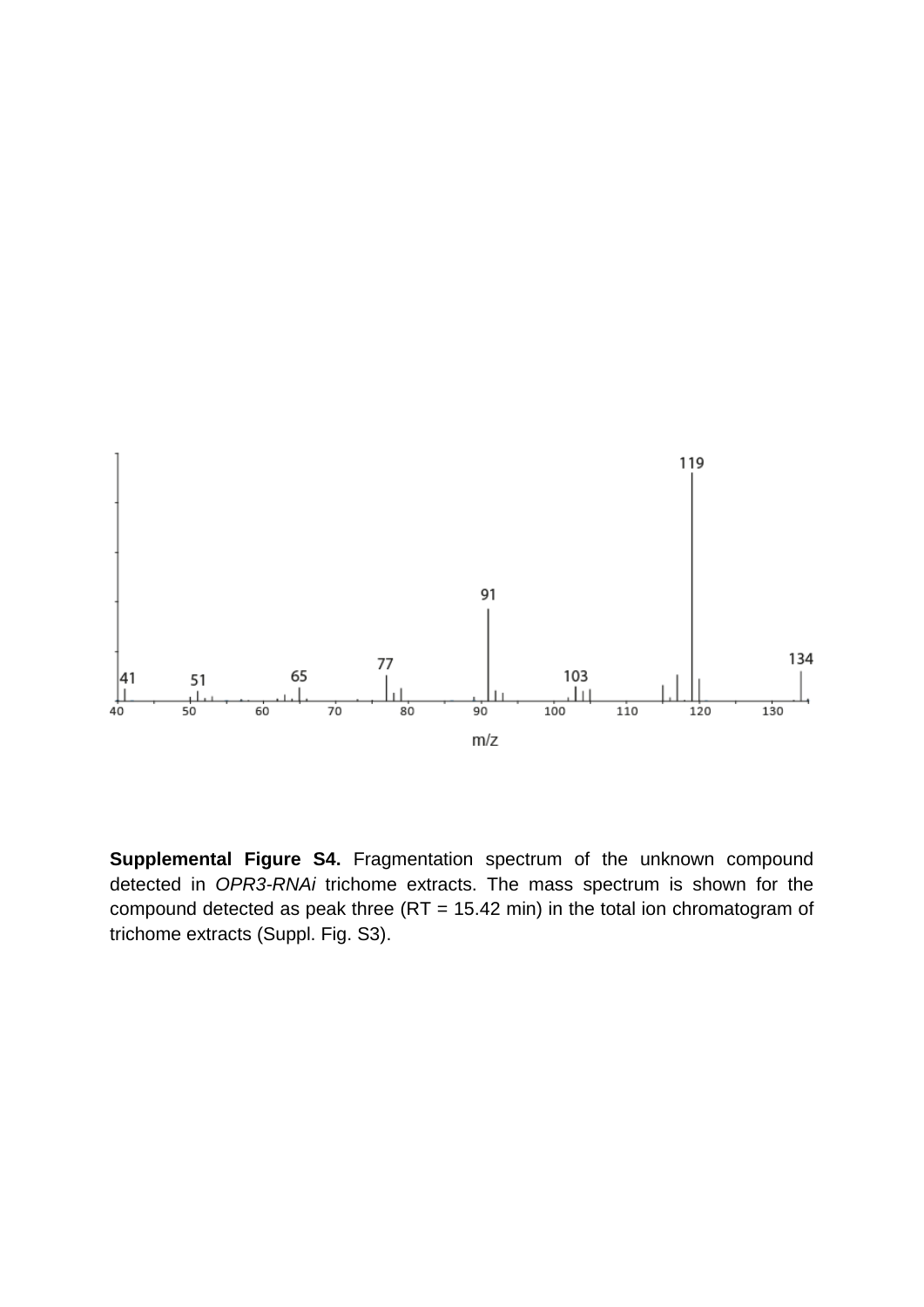**Supplemental Figure S4.** Fragmentation spectrum of the unknown compound detected in *OPR3-RNAi* trichome extracts. The mass spectrum is shown for the compound detected as peak three (RT = 15.42 min) in the total ion chromatogram of trichome extracts (Suppl. Fig. S3).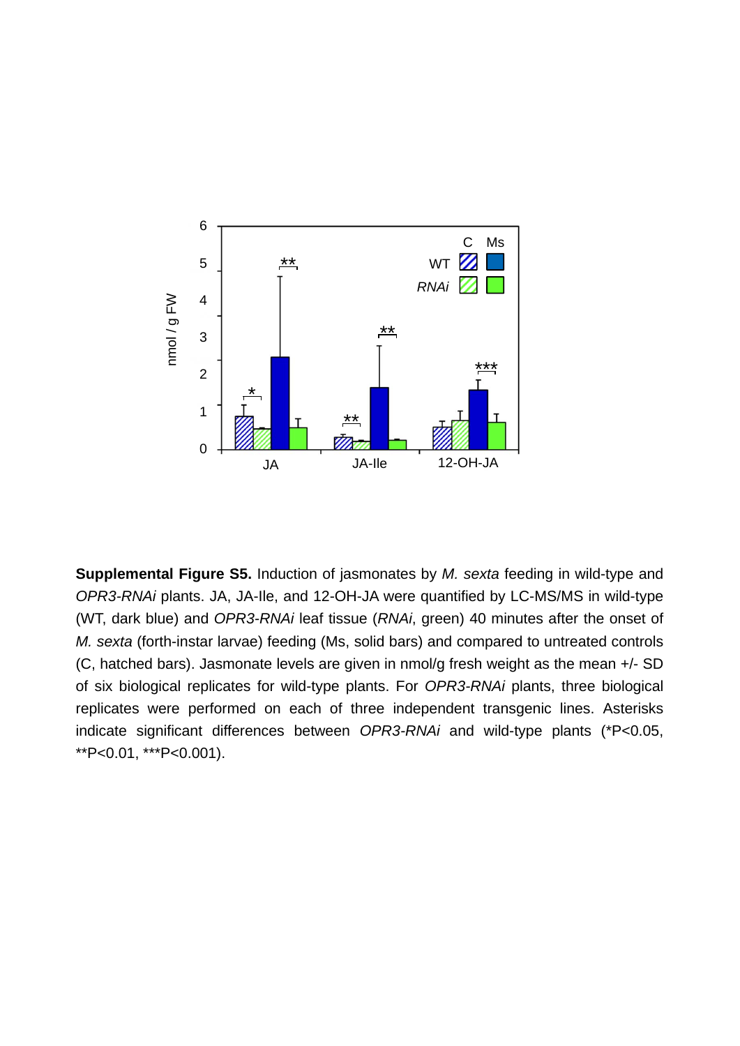**Supplemental Figure S5.** Induction of jasmonates by *M. sexta* feeding in wild-type and *OPR3-RNAi* plants. JA, JA-Ile, and 12-OH-JA were quantified by LC-MS/MS in wild-type (WT, dark blue) and *OPR3-RNAi* leaf tissue (*RNAi*, green) 40 minutes after the onset of *M. sexta* (forth-instar larvae) feeding (Ms, solid bars) and compared to untreated controls (C, hatched bars). Jasmonate levels are given in nmol/g fresh weight as the mean +/- SD of six biological replicates for wild-type plants. For *OPR3-RNAi* plants, three biological replicates were performed on each of three independent transgenic lines. Asterisks indicate significant differences between *OPR3-RNAi* and wild-type plants (*P<0.05, **P<0.01, ***P<0.001).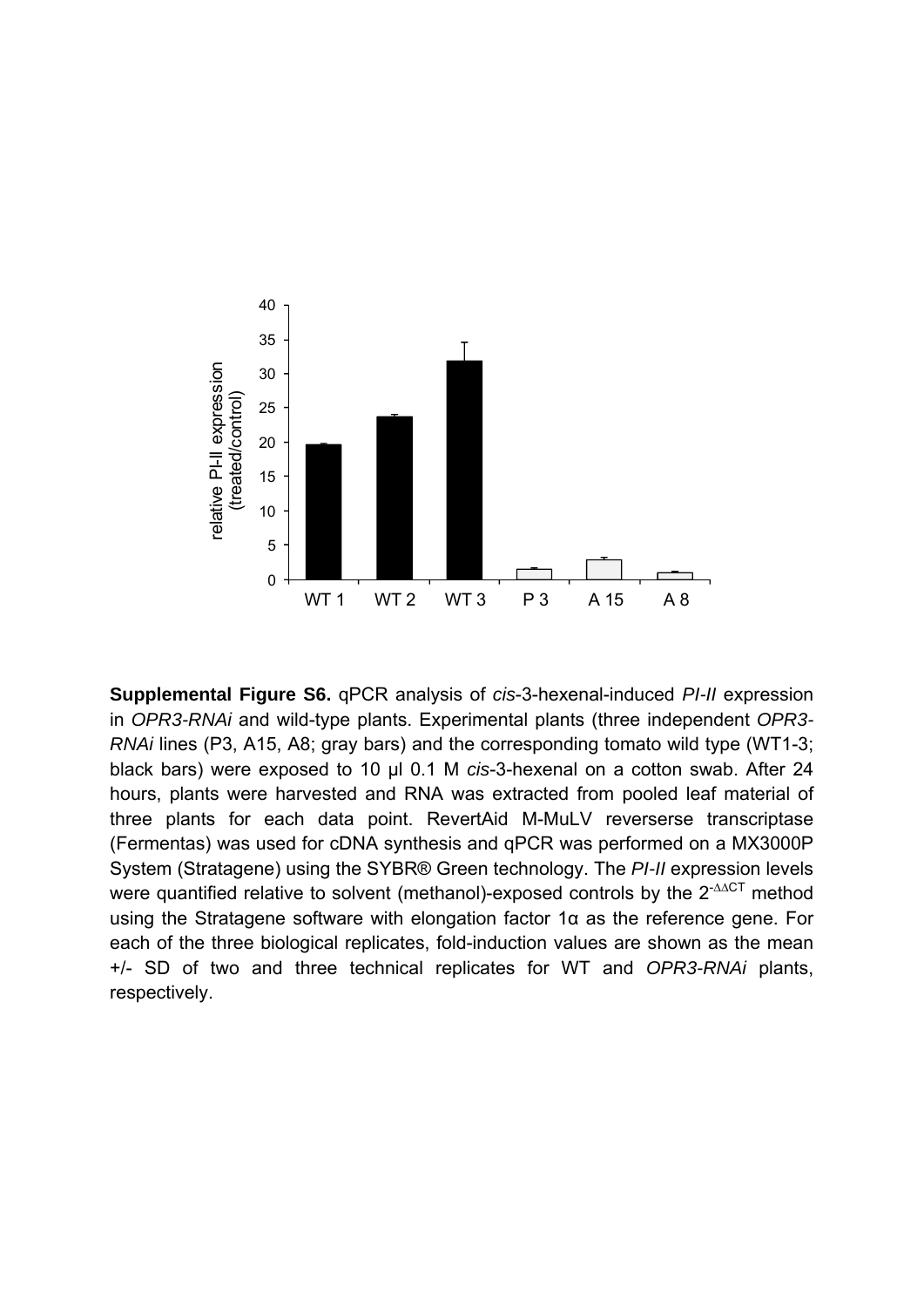**Supplemental Figure S6.** qPCR analysis of *cis*-3-hexenal-induced *PI-II* expression in *OPR3-RNAi* and wild-type plants. Experimental plants (three independent *OPR3-RNAi* lines (P3, A15, A8; gray bars) and the corresponding tomato wild type (WT1-3; black bars) were exposed to 10 µl 0.1 M *cis*-3-hexenal on a cotton swab. After 24 hours, plants were harvested and RNA was extracted from pooled leaf material of three plants for each data point. RevertAid M-MuLV reverserse transcriptase (Fermentas) was used for cDNA synthesis and qPCR was performed on a MX3000P System (Stratagene) using the SYBR® Green technology. The *PI-II* expression levels were quantified relative to solvent (methanol)-exposed controls by the $2^{-\Delta\Delta CT}$ method using the Stratagene software with elongation factor 1α as the reference gene. For each of the three biological replicates, fold-induction values are shown as the mean +/- SD of two and three technical replicates for WT and *OPR3-RNAi* plants, respectively.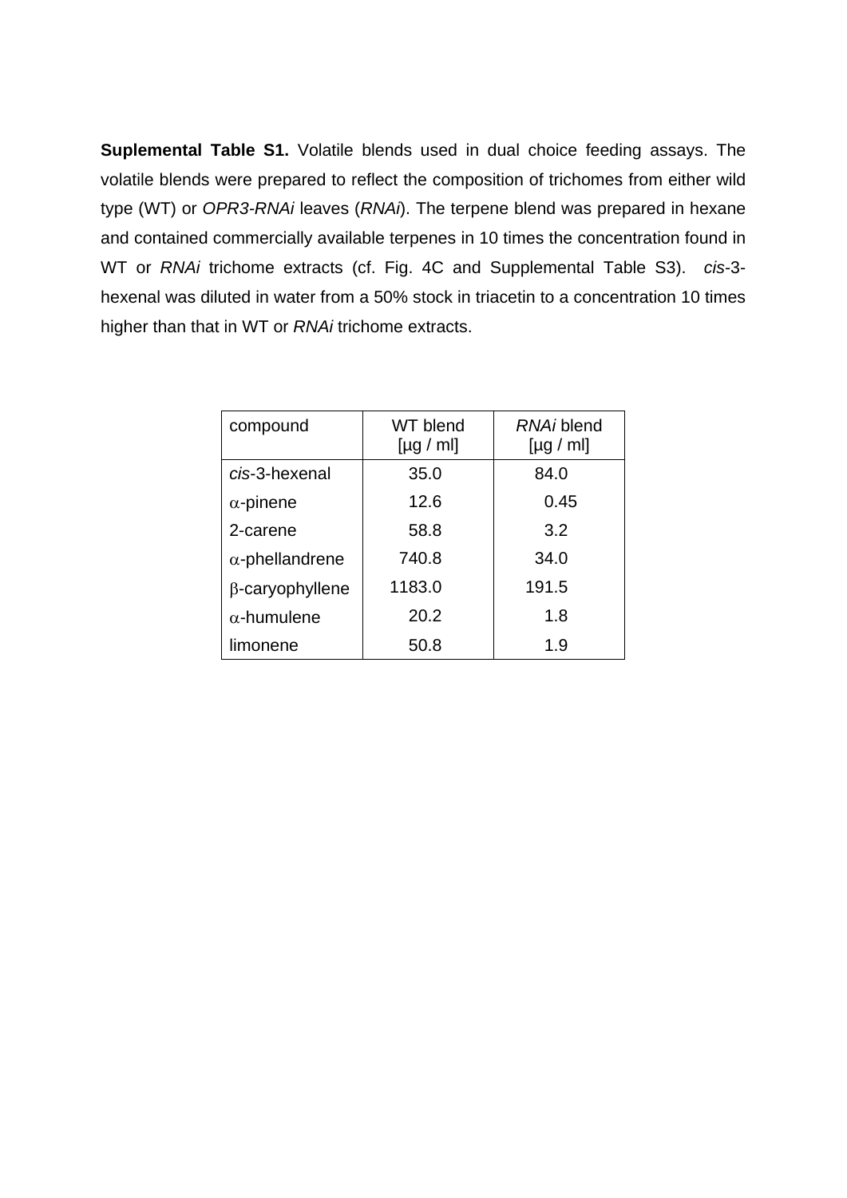**Suplemental Table S1.** Volatile blends used in dual choice feeding assays. The volatile blends were prepared to reflect the composition of trichomes from either wild type (WT) or *OPR3-RNAi* leaves (*RNAi*). The terpene blend was prepared in hexane and contained commercially available terpenes in 10 times the concentration found in WT or *RNAi* trichome extracts (cf. Fig. 4C and Supplemental Table S3). *cis*-3-hexenal was diluted in water from a 50% stock in triacetin to a concentration 10 times higher than that in WT or *RNAi* trichome extracts.

| compound | WT blend [µg / ml] | *RNAi* blend [µg / ml] |
|---|---|---|
| *cis*-3-hexenal | 35.0 | 84.0 |
| $\alpha$-pinene | 12.6 | 0.45 |
| 2-carene | 58.8 | 3.2 |
| $\alpha$-phellandrene | 740.8 | 34.0 |
| $\beta$-caryophyllene | 1183.0 | 191.5 |
| $\alpha$-humulene | 20.2 | 1.8 |
| limonene | 50.8 | 1.9 |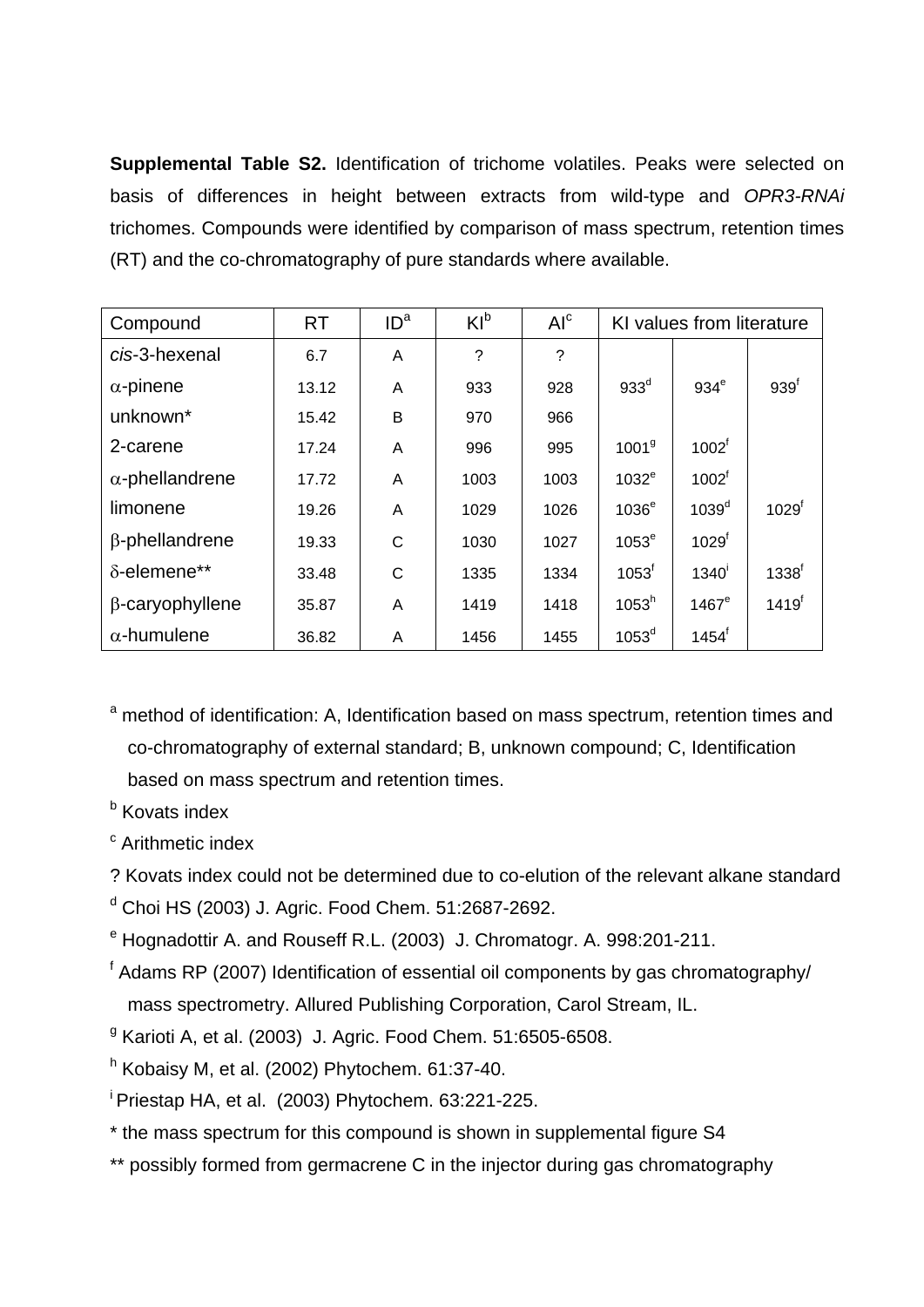**Supplemental Table S2.** Identification of trichome volatiles. Peaks were selected on basis of differences in height between extracts from wild-type and *OPR3-RNAi* trichomes. Compounds were identified by comparison of mass spectrum, retention times (RT) and the co-chromatography of pure standards where available.

| Compound | RT | ID[a] | KI[b] | AI[c] | KI values from literature | | |
|---|---|---|---|---|---|---|---|
| *cis*-3-hexenal | 6.7 | A | ? | ? | | | |
| α-pinene | 13.12 | A | 933 | 928 | 933[d] | 934[e] | 939[f] |
| unknown* | 15.42 | B | 970 | 966 | | | |
| 2-carene | 17.24 | A | 996 | 995 | 1001[g] | 1002[f] | |
| α-phellandrene | 17.72 | A | 1003 | 1003 | 1032[e] | 1002[f] | |
| limonene | 19.26 | A | 1029 | 1026 | 1036[e] | 1039[d] | 1029[f] |
| β-phellandrene | 19.33 | C | 1030 | 1027 | 1053[e] | 1029[f] | |
| δ-elemene** | 33.48 | C | 1335 | 1334 | 1053[f] | 1340[i] | 1338[f] |
| β-caryophyllene | 35.87 | A | 1419 | 1418 | 1053[h] | 1467[e] | 1419[f] |
| α-humulene | 36.82 | A | 1456 | 1455 | 1053[d] | 1454[f] | |

[a] method of identification: A, Identification based on mass spectrum, retention times and co-chromatography of external standard; B, unknown compound; C, Identification based on mass spectrum and retention times.

[b] Kovats index

[c] Arithmetic index

? Kovats index could not be determined due to co-elution of the relevant alkane standard

[d] Choi HS (2003) J. Agric. Food Chem. 51:2687-2692.

[e] Hognadottir A. and Rouseff R.L. (2003) J. Chromatogr. A. 998:201-211.

[f] Adams RP (2007) Identification of essential oil components by gas chromatography/mass spectrometry. Allured Publishing Corporation, Carol Stream, IL.

[g] Karioti A, et al. (2003) J. Agric. Food Chem. 51:6505-6508.

[h] Kobaisy M, et al. (2002) Phytochem. 61:37-40.

[i] Priestap HA, et al. (2003) Phytochem. 63:221-225.

* the mass spectrum for this compound is shown in supplemental figure S4

** possibly formed from germacrene C in the injector during gas chromatography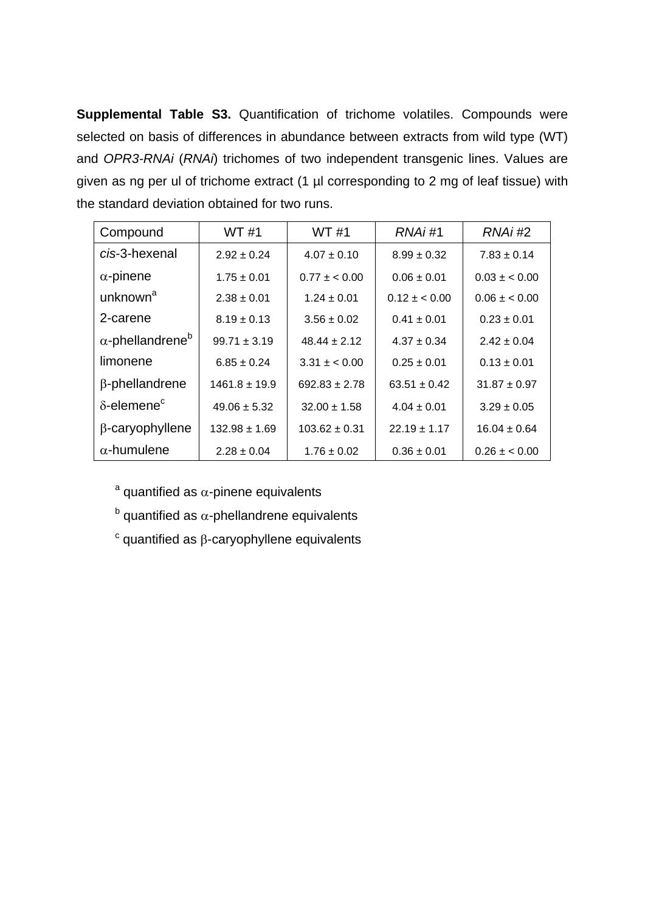**Supplemental Table S3.** Quantification of trichome volatiles. Compounds were selected on basis of differences in abundance between extracts from wild type (WT) and *OPR3-RNAi* (*RNAi*) trichomes of two independent transgenic lines. Values are given as ng per ul of trichome extract (1 µl corresponding to 2 mg of leaf tissue) with the standard deviation obtained for two runs.

| Compound | WT #1 | WT #1 | *RNAi* #1 | *RNAi* #2 |
|---|---|---|---|---|
| *cis*-3-hexenal | 2.92 ± 0.24 | 4.07 ± 0.10 | 8.99 ± 0.32 | 7.83 ± 0.14 |
| α-pinene | 1.75 ± 0.01 | 0.77 ± < 0.00 | 0.06 ± 0.01 | 0.03 ± < 0.00 |
| unknown[a] | 2.38 ± 0.01 | 1.24 ± 0.01 | 0.12 ± < 0.00 | 0.06 ± < 0.00 |
| 2-carene | 8.19 ± 0.13 | 3.56 ± 0.02 | 0.41 ± 0.01 | 0.23 ± 0.01 |
| α-phellandrene[b] | 99.71 ± 3.19 | 48.44 ± 2.12 | 4.37 ± 0.34 | 2.42 ± 0.04 |
| limonene | 6.85 ± 0.24 | 3.31 ± < 0.00 | 0.25 ± 0.01 | 0.13 ± 0.01 |
| β-phellandrene | 1461.8 ± 19.9 | 692.83 ± 2.78 | 63.51 ± 0.42 | 31.87 ± 0.97 |
| δ-elemene[c] | 49.06 ± 5.32 | 32.00 ± 1.58 | 4.04 ± 0.01 | 3.29 ± 0.05 |
| β-caryophyllene | 132.98 ± 1.69 | 103.62 ± 0.31 | 22.19 ± 1.17 | 16.04 ± 0.64 |
| α-humulene | 2.28 ± 0.04 | 1.76 ± 0.02 | 0.36 ± 0.01 | 0.26 ± < 0.00 |

[a] quantified as α-pinene equivalents

[b] quantified as α-phellandrene equivalents

[c] quantified as β-caryophyllene equivalents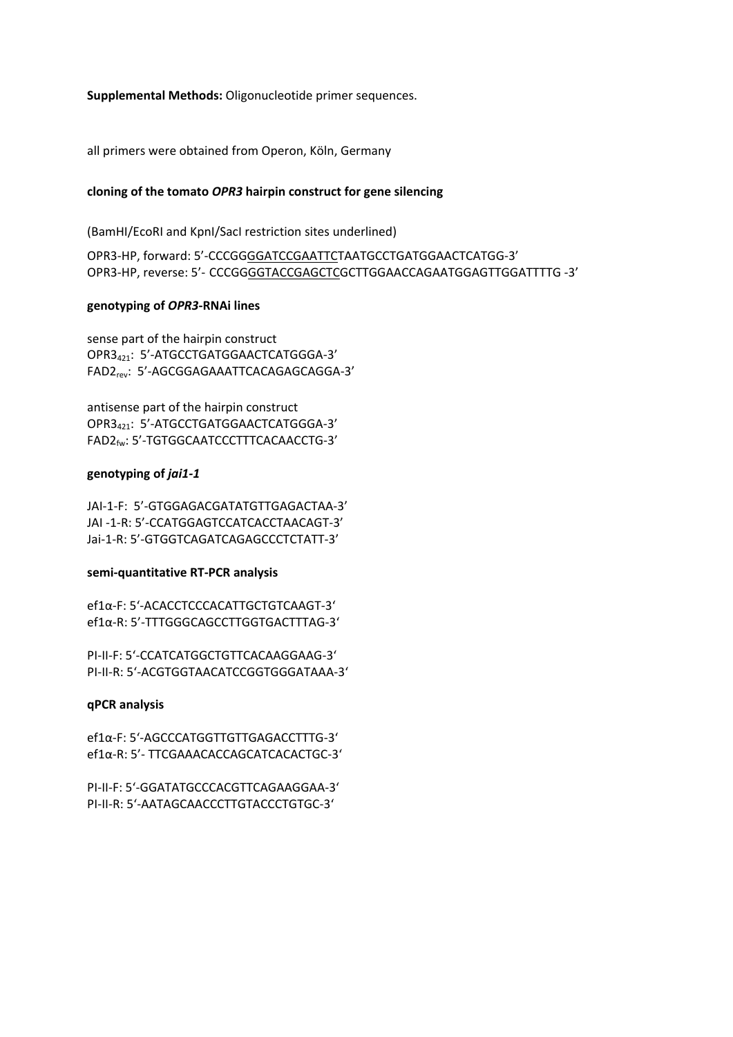**Supplemental Methods:** Oligonucleotide primer sequences.

all primers were obtained from Operon, Köln, Germany

**cloning of the tomato *OPR3* hairpin construct for gene silencing**

(BamHI/EcoRI and KpnI/SacI restriction sites underlined)

OPR3-HP, forward: 5’-CCCGG<u>GGATCCGAATTC</u>TAATGCCTGATGGAACTCATGG-3’
OPR3-HP, reverse: 5’- CCCGG<u>GGTACCGAGCTC</u>GCTTGGAACCAGAATGGAGTTGGATTTTG -3’

**genotyping of *OPR3*-RNAi lines**

sense part of the hairpin construct
$OPR3_{421}$: 5’-ATGCCTGATGGAACTCATGGGA-3’
$FAD2_{rev}$: 5’-AGCGGAGAAATTCACAGAGCAGGA-3’

antisense part of the hairpin construct
$OPR3_{421}$: 5’-ATGCCTGATGGAACTCATGGGA-3’
$FAD2_{fw}$: 5’-TGTGGCAATCCCTTTCACAACCTG-3’

**genotyping of *jai1-1***

JAI-1-F: 5’-GTGGAGACGATATGTTGAGACTAA-3’
JAI -1-R: 5’-CCATGGAGTCCATCACCTAACAGT-3’
Jai-1-R: 5’-GTGGTCAGATCAGAGCCCTCTATT-3’

**semi-quantitative RT-PCR analysis**

ef1α-F: 5‘-ACACCTCCCACATTGCTGTCAAGT-3‘
ef1α-R: 5’-TTTGGGCAGCCTTGGTGACTTTAG-3’

PI-II-F: 5‘-CCATCATGGCTGTTCACAAGGAAG-3‘
PI-II-R: 5‘-ACGTGGTAACATCCGGTGGGATAAA-3‘

**qPCR analysis**

ef1α-F: 5‘-AGCCCATGGTTGTTGAGACCTTTG-3‘
ef1α-R: 5’- TTCGAAACACCAGCATCACACTGC-3‘

PI-II-F: 5‘-GGATATGCCCACGTTCAGAAGGAA-3‘
PI-II-R: 5‘-AATAGCAACCCTTGTACCCTGTGC-3‘